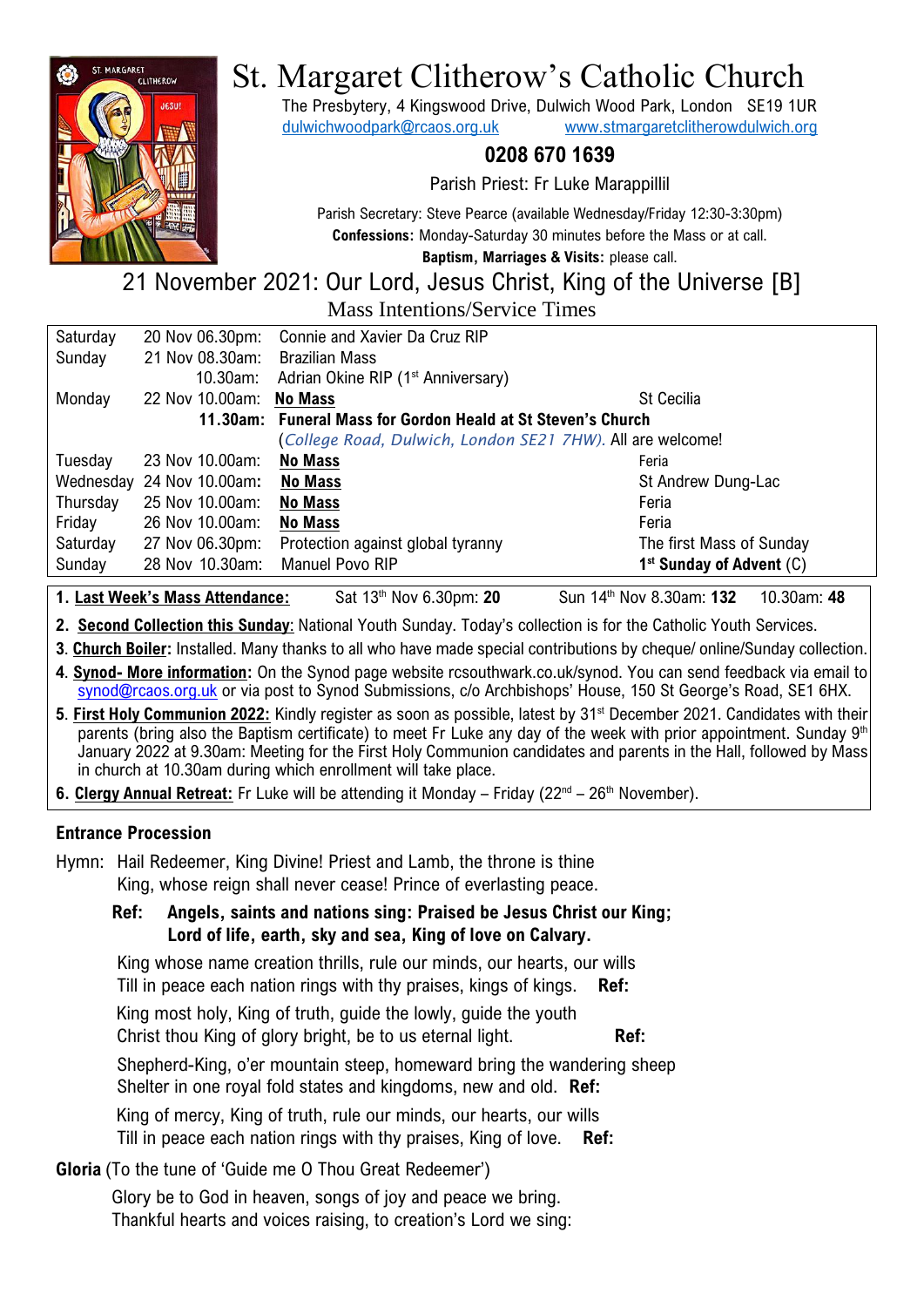# St. Margaret Clitherow's Catholic Church

The Presbytery, 4 Kingswood Drive, Dulwich Wood Park, London SE19 1UR
dulwichwoodpark@rcaos.org.uk www.stmargaretclitherowdulwich.org

**0208 670 1639**

Parish Priest: Fr Luke Marappillil

Parish Secretary: Steve Pearce (available Wednesday/Friday 12:30-3:30pm)
**Confessions:** Monday-Saturday 30 minutes before the Mass or at call.
**Baptism, Marriages & Visits:** please call.

## 21 November 2021: Our Lord, Jesus Christ, King of the Universe [B]

### Mass Intentions/Service Times

| | | | |
|---|---|---|---|
| Saturday | 20 Nov 06.30pm: | Connie and Xavier Da Cruz RIP | |
| Sunday | 21 Nov 08.30am: | Brazilian Mass | |
| | 10.30am: | Adrian Okine RIP (1st Anniversary) | |
| Monday | 22 Nov 10.00am: | **No Mass** | St Cecilia |
| | **11.30am:** | **Funeral Mass for Gordon Heald at St Steven's Church** (*College Road, Dulwich, London SE21 7HW).* All are welcome! | |
| Tuesday | 23 Nov 10.00am: | **No Mass** | Feria |
| Wednesday | 24 Nov 10.00am: | **No Mass** | St Andrew Dung-Lac |
| Thursday | 25 Nov 10.00am: | **No Mass** | Feria |
| Friday | 26 Nov 10.00am: | **No Mass** | Feria |
| Saturday | 27 Nov 06.30pm: | Protection against global tyranny | The first Mass of Sunday |
| Sunday | 28 Nov 10.30am: | Manuel Povo RIP | **1st Sunday of Advent** (C) |

1. **Last Week's Mass Attendance:** Sat 13th Nov 6.30pm: **20** Sun 14th Nov 8.30am: **132** 10.30am: **48**
2. **Second Collection this Sunday**: National Youth Sunday. Today's collection is for the Catholic Youth Services.
3. **Church Boiler:** Installed. Many thanks to all who have made special contributions by cheque/ online/Sunday collection.
4. **Synod- More information:** On the Synod page website rcsouthwark.co.uk/synod. You can send feedback via email to synod@rcaos.org.uk or via post to Synod Submissions, c/o Archbishops' House, 150 St George's Road, SE1 6HX.
5. **First Holy Communion 2022:** Kindly register as soon as possible, latest by 31st December 2021. Candidates with their parents (bring also the Baptism certificate) to meet Fr Luke any day of the week with prior appointment. Sunday 9th January 2022 at 9.30am: Meeting for the First Holy Communion candidates and parents in the Hall, followed by Mass in church at 10.30am during which enrollment will take place.
6. **Clergy Annual Retreat:** Fr Luke will be attending it Monday – Friday (22nd – 26th November).

### Entrance Procession

Hymn: Hail Redeemer, King Divine! Priest and Lamb, the throne is thine
King, whose reign shall never cease! Prince of everlasting peace.

**Ref: Angels, saints and nations sing: Praised be Jesus Christ our King;**
**Lord of life, earth, sky and sea, King of love on Calvary.**

King whose name creation thrills, rule our minds, our hearts, our wills
Till in peace each nation rings with thy praises, kings of kings. **Ref:**

King most holy, King of truth, guide the lowly, guide the youth
Christ thou King of glory bright, be to us eternal light. **Ref:**

Shepherd-King, o'er mountain steep, homeward bring the wandering sheep
Shelter in one royal fold states and kingdoms, new and old. **Ref:**

King of mercy, King of truth, rule our minds, our hearts, our wills
Till in peace each nation rings with thy praises, King of love. **Ref:**

**Gloria** (To the tune of 'Guide me O Thou Great Redeemer')

Glory be to God in heaven, songs of joy and peace we bring.
Thankful hearts and voices raising, to creation's Lord we sing: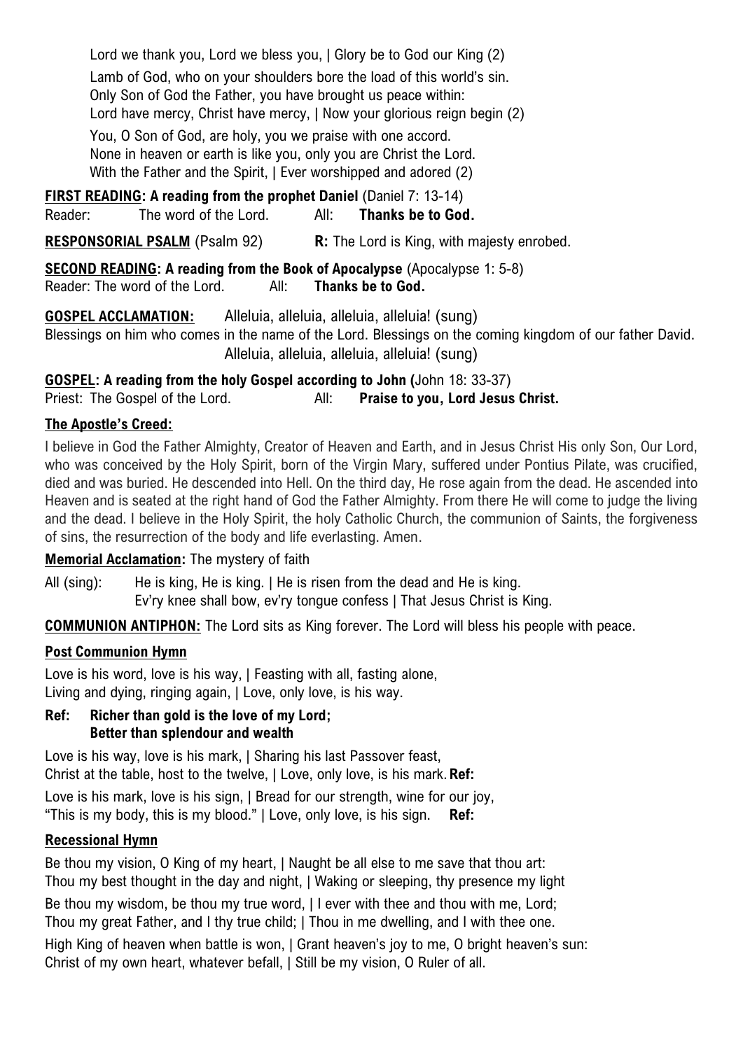Lord we thank you, Lord we bless you, | Glory be to God our King (2)

Lamb of God, who on your shoulders bore the load of this world's sin.
Only Son of God the Father, you have brought us peace within:
Lord have mercy, Christ have mercy, | Now your glorious reign begin (2)

You, O Son of God, are holy, you we praise with one accord.
None in heaven or earth is like you, only you are Christ the Lord.
With the Father and the Spirit, | Ever worshipped and adored (2)

**FIRST READING: A reading from the prophet Daniel** (Daniel 7: 13-14)
Reader: The word of the Lord. All: **Thanks be to God.**

**RESPONSORIAL PSALM** (Psalm 92) **R:** The Lord is King, with majesty enrobed.

**SECOND READING: A reading from the Book of Apocalypse** (Apocalypse 1: 5-8)
Reader: The word of the Lord. All: **Thanks be to God.**

**GOSPEL ACCLAMATION:** Alleluia, alleluia, alleluia, alleluia! (sung)
Blessings on him who comes in the name of the Lord. Blessings on the coming kingdom of our father David.
Alleluia, alleluia, alleluia, alleluia! (sung)

**GOSPEL: A reading from the holy Gospel according to John (**John 18: 33-37)
Priest: The Gospel of the Lord. All: **Praise to you, Lord Jesus Christ.**

**The Apostle's Creed:**

I believe in God the Father Almighty, Creator of Heaven and Earth, and in Jesus Christ His only Son, Our Lord, who was conceived by the Holy Spirit, born of the Virgin Mary, suffered under Pontius Pilate, was crucified, died and was buried. He descended into Hell. On the third day, He rose again from the dead. He ascended into Heaven and is seated at the right hand of God the Father Almighty. From there He will come to judge the living and the dead. I believe in the Holy Spirit, the holy Catholic Church, the communion of Saints, the forgiveness of sins, the resurrection of the body and life everlasting. Amen.

**Memorial Acclamation:** The mystery of faith

All (sing): He is king, He is king. | He is risen from the dead and He is king.
Ev'ry knee shall bow, ev'ry tongue confess | That Jesus Christ is King.

**COMMUNION ANTIPHON:** The Lord sits as King forever. The Lord will bless his people with peace.

**Post Communion Hymn**

Love is his word, love is his way, | Feasting with all, fasting alone,
Living and dying, ringing again, | Love, only love, is his way.

**Ref: Richer than gold is the love of my Lord;**
**Better than splendour and wealth**

Love is his way, love is his mark, | Sharing his last Passover feast,
Christ at the table, host to the twelve, | Love, only love, is his mark. **Ref:**

Love is his mark, love is his sign, | Bread for our strength, wine for our joy,
"This is my body, this is my blood." | Love, only love, is his sign. **Ref:**

**Recessional Hymn**

Be thou my vision, O King of my heart, | Naught be all else to me save that thou art:
Thou my best thought in the day and night, | Waking or sleeping, thy presence my light

Be thou my wisdom, be thou my true word, | I ever with thee and thou with me, Lord;
Thou my great Father, and I thy true child; | Thou in me dwelling, and I with thee one.

High King of heaven when battle is won, | Grant heaven's joy to me, O bright heaven's sun:
Christ of my own heart, whatever befall, | Still be my vision, O Ruler of all.